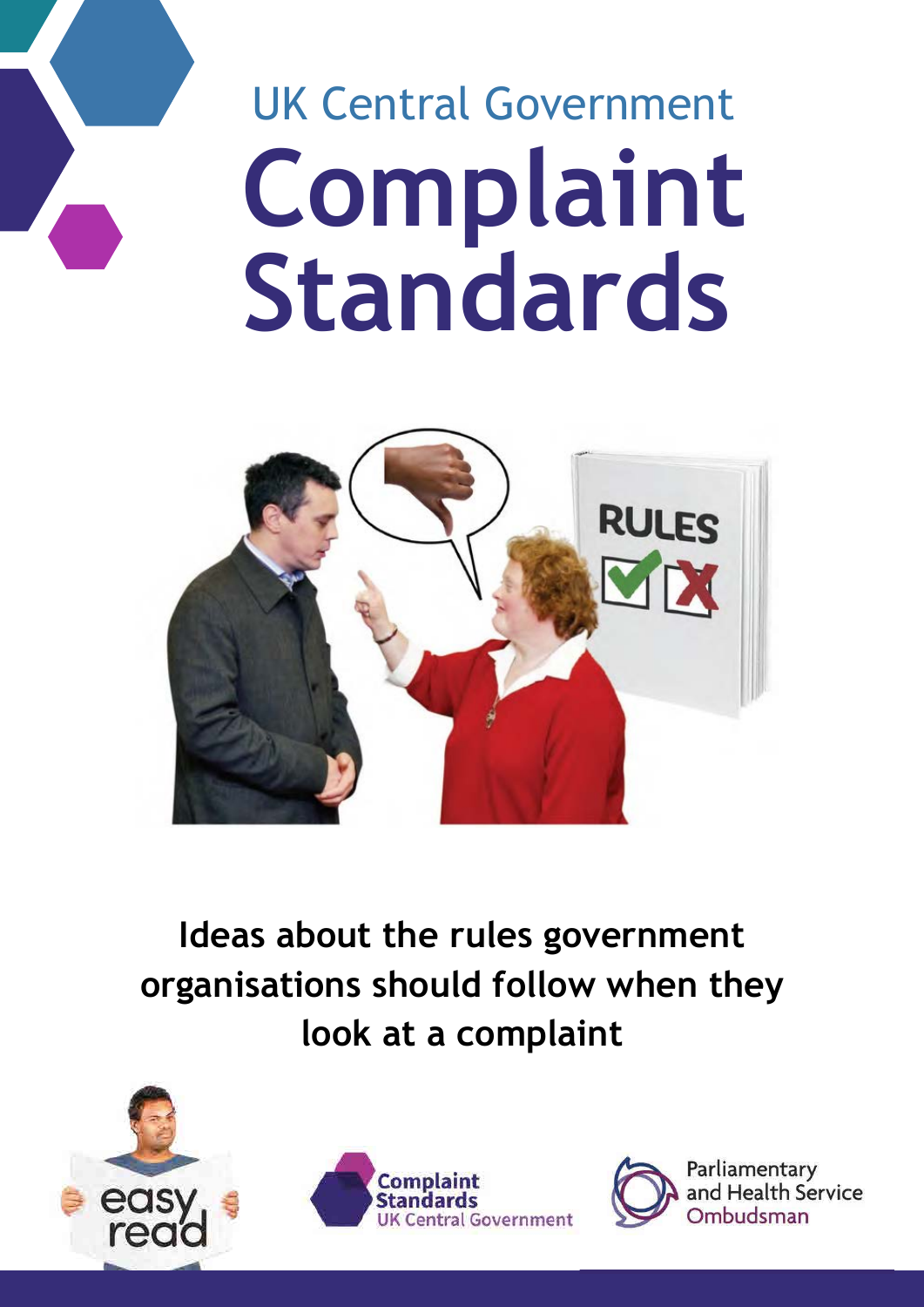UK Central Government

# Complaint Standards

**Ideas about the rules government organisations should follow when they look at a complaint**

easy read

Complaint Standards
UK Central Government

Parliamentary and Health Service Ombudsman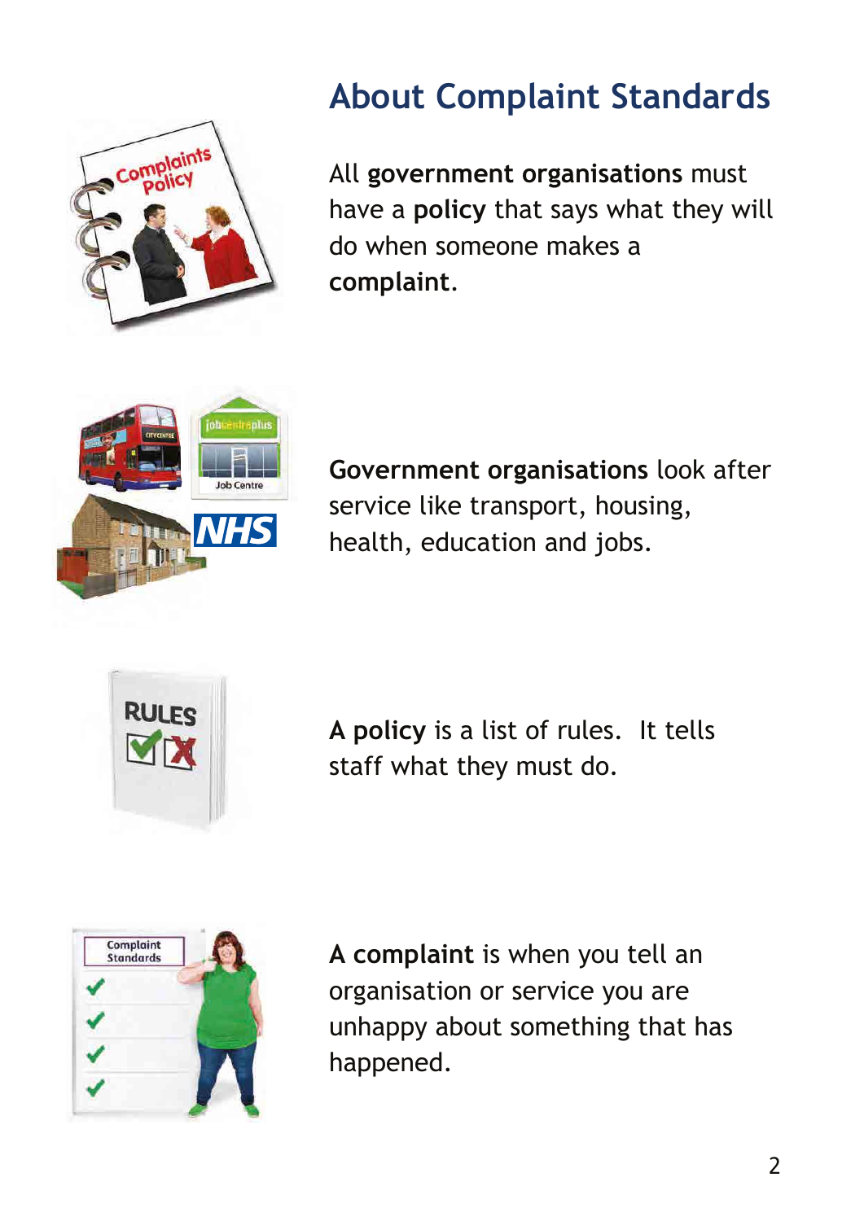# About Complaint Standards

All **government organisations** must have a **policy** that says what they will do when someone makes a **complaint**.

**Government organisations** look after service like transport, housing, health, education and jobs.

**A policy** is a list of rules. It tells staff what they must do.

**A complaint** is when you tell an organisation or service you are unhappy about something that has happened.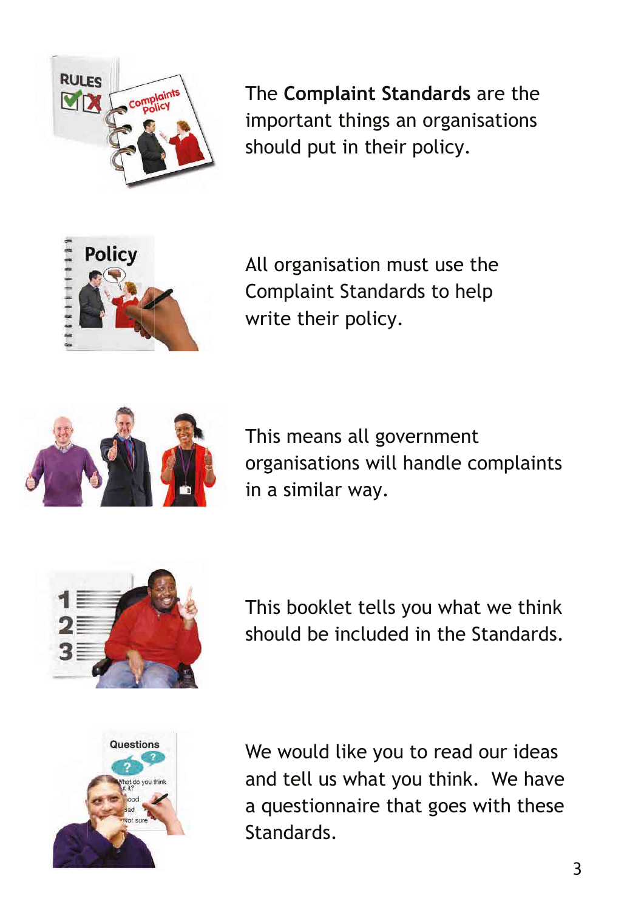The **Complaint Standards** are the important things an organisations should put in their policy.

All organisation must use the Complaint Standards to help write their policy.

This means all government organisations will handle complaints in a similar way.

This booklet tells you what we think should be included in the Standards.

We would like you to read our ideas and tell us what you think. We have a questionnaire that goes with these Standards.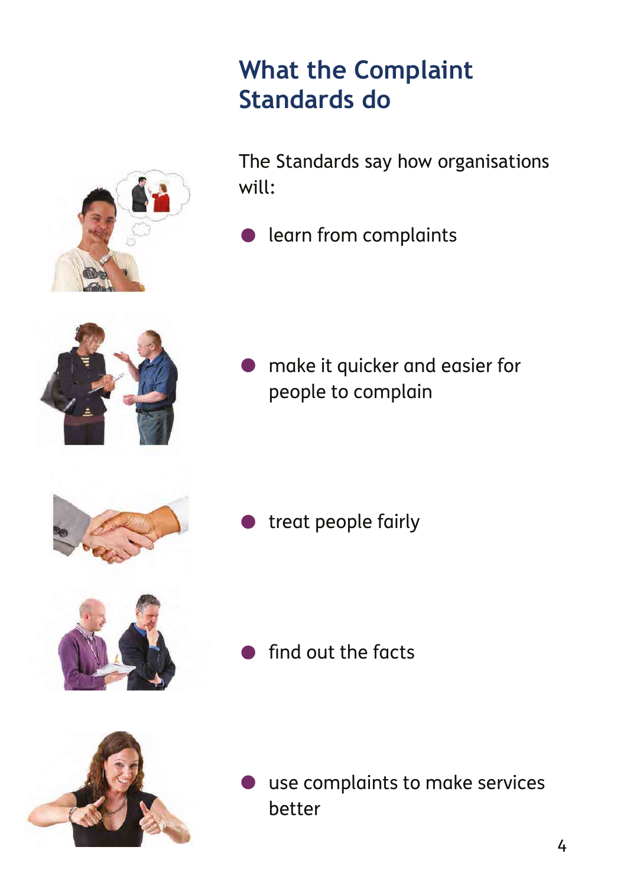# What the Complaint Standards do

The Standards say how organisations will:

- learn from complaints
- make it quicker and easier for people to complain
- treat people fairly
- find out the facts
- use complaints to make services better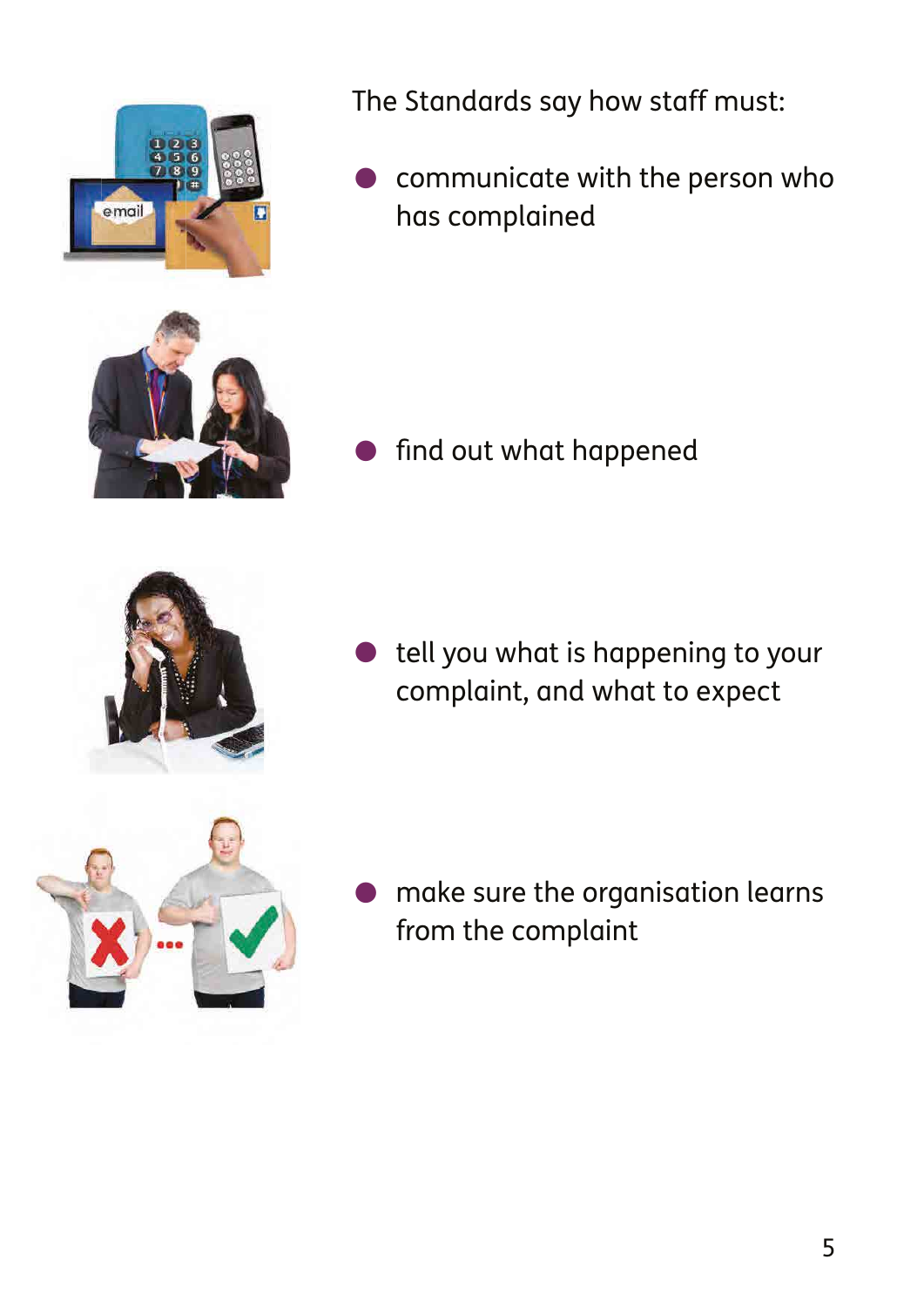The Standards say how staff must:

- communicate with the person who has complained
- find out what happened
- tell you what is happening to your complaint, and what to expect
- make sure the organisation learns from the complaint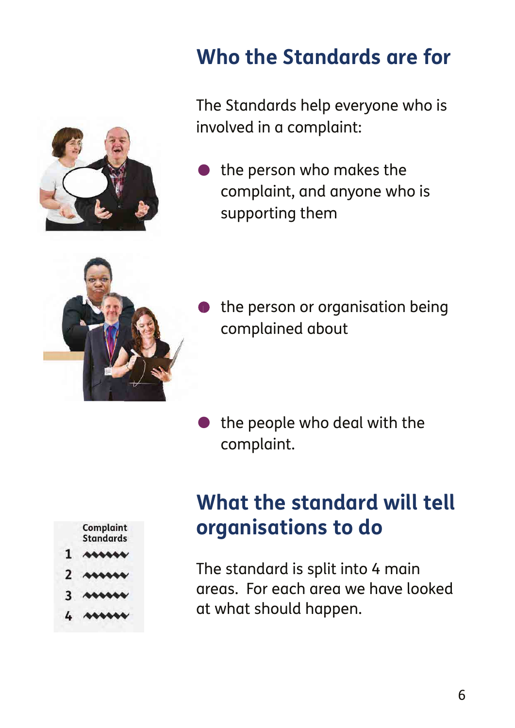## Who the Standards are for

The Standards help everyone who is involved in a complaint:

- the person who makes the complaint, and anyone who is supporting them
- the person or organisation being complained about
- the people who deal with the complaint.

## What the standard will tell organisations to do

The standard is split into 4 main areas. For each area we have looked at what should happen.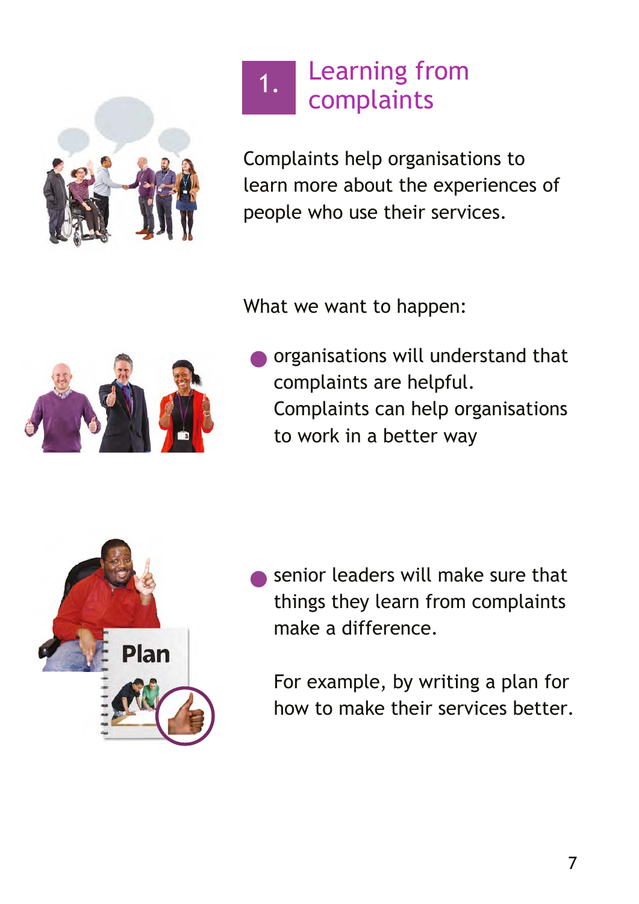# 1. Learning from complaints

Complaints help organisations to learn more about the experiences of people who use their services.

What we want to happen:

- organisations will understand that complaints are helpful. Complaints can help organisations to work in a better way

- senior leaders will make sure that things they learn from complaints make a difference.

  For example, by writing a plan for how to make their services better.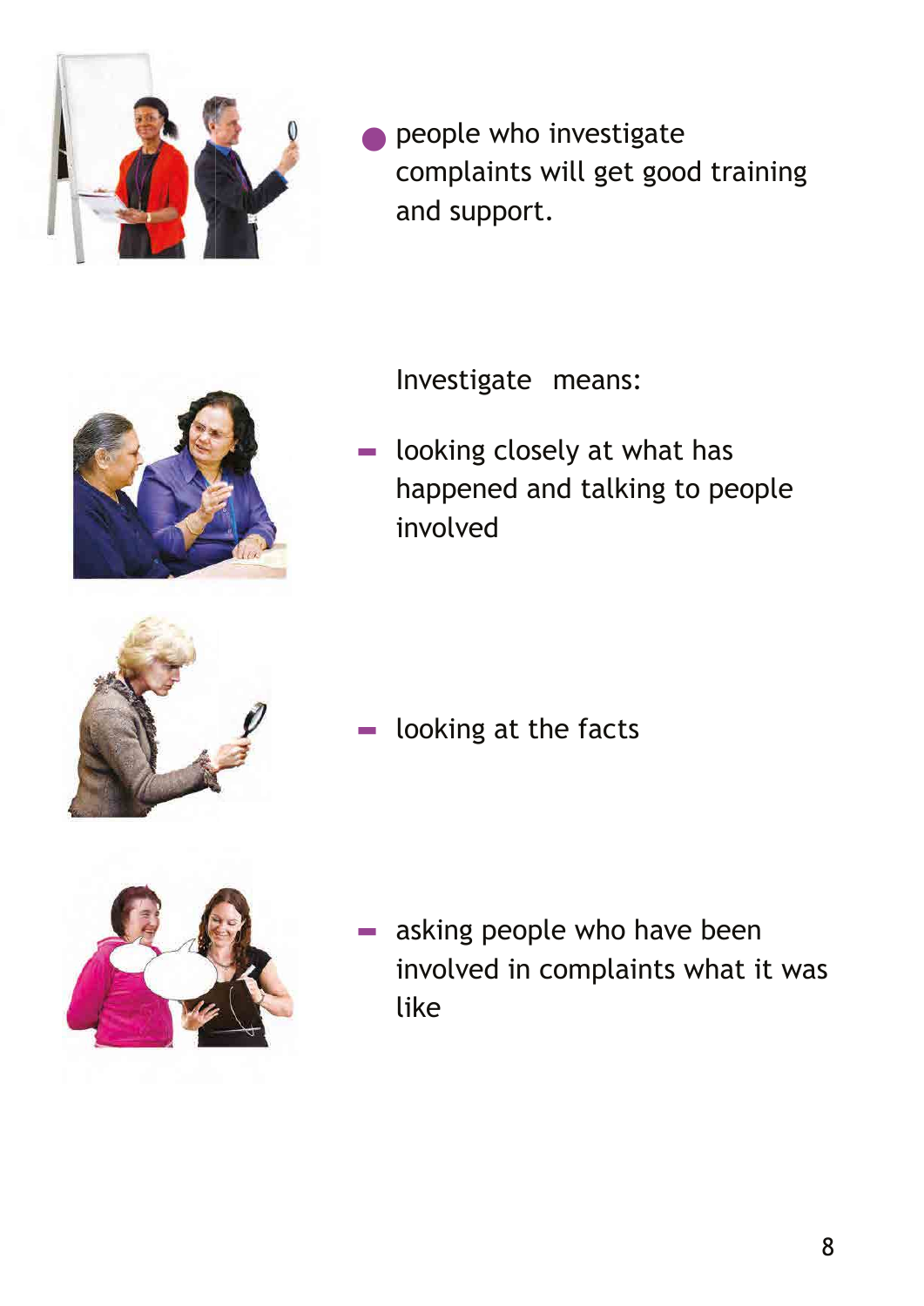- people who investigate complaints will get good training and support.

Investigate means:

- looking closely at what has happened and talking to people involved
- looking at the facts
- asking people who have been involved in complaints what it was like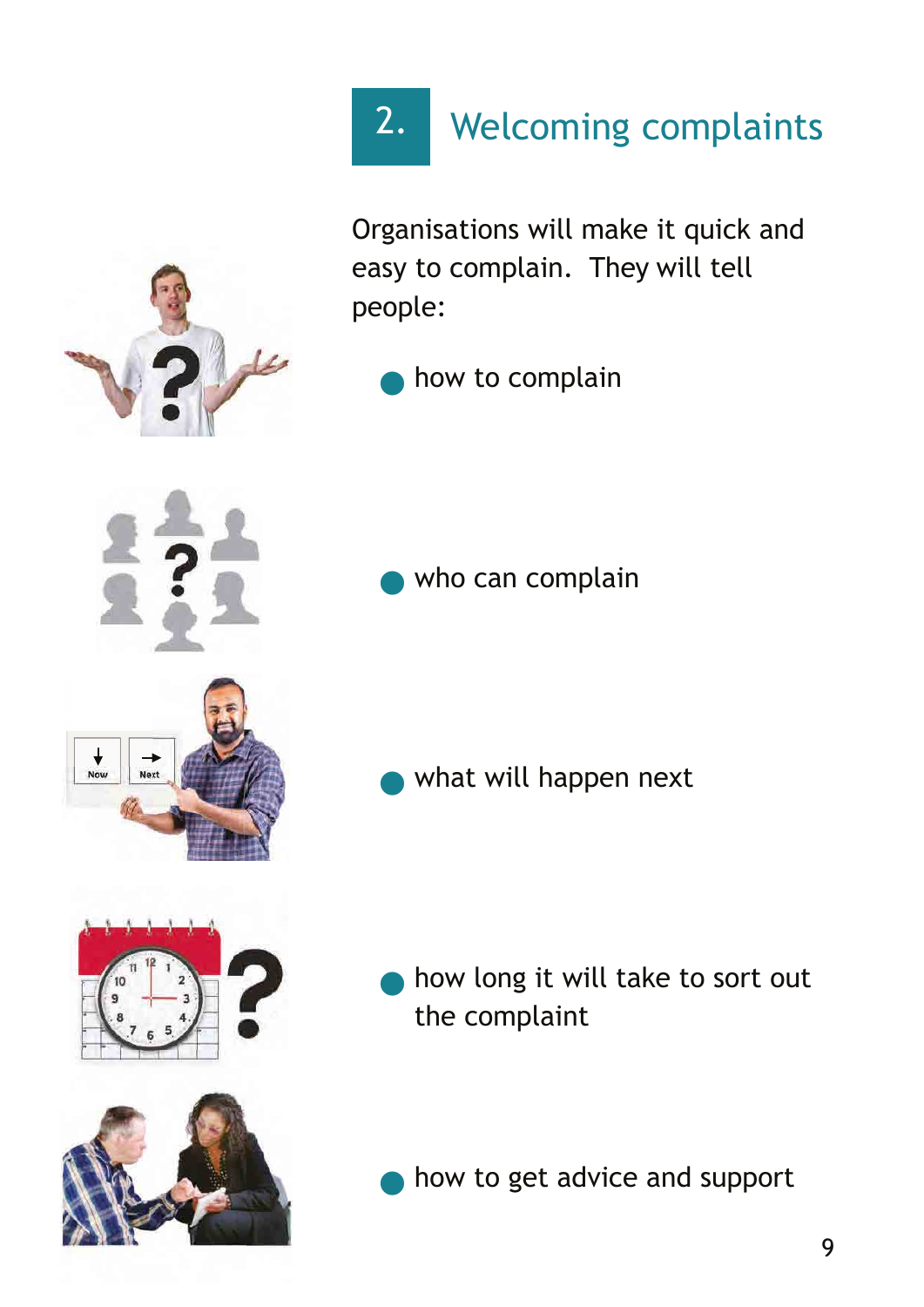## 2. Welcoming complaints

Organisations will make it quick and easy to complain. They will tell people:

- how to complain
- who can complain
- what will happen next
- how long it will take to sort out the complaint
- how to get advice and support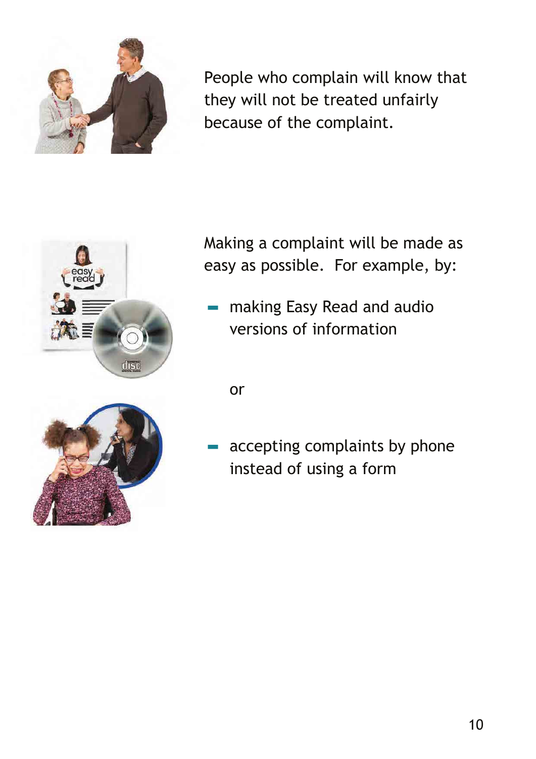People who complain will know that they will not be treated unfairly because of the complaint.

Making a complaint will be made as easy as possible. For example, by:

- making Easy Read and audio versions of information

  or

- accepting complaints by phone instead of using a form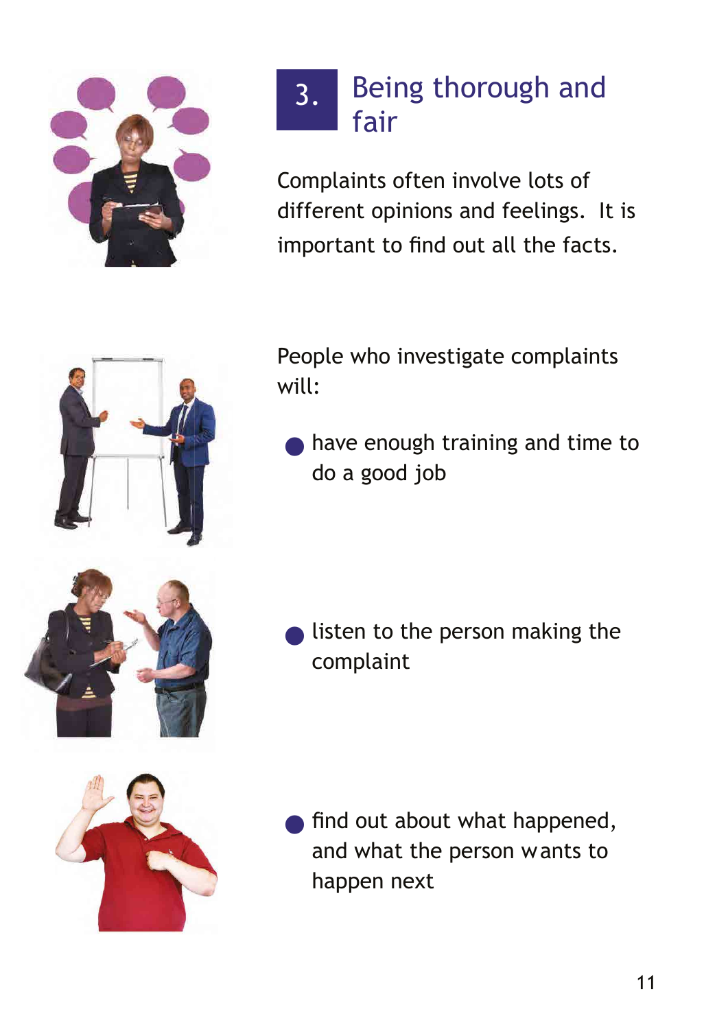## 3. Being thorough and fair

Complaints often involve lots of different opinions and feelings. It is important to find out all the facts.

People who investigate complaints will:

- have enough training and time to do a good job
- listen to the person making the complaint
- find out about what happened, and what the person wants to happen next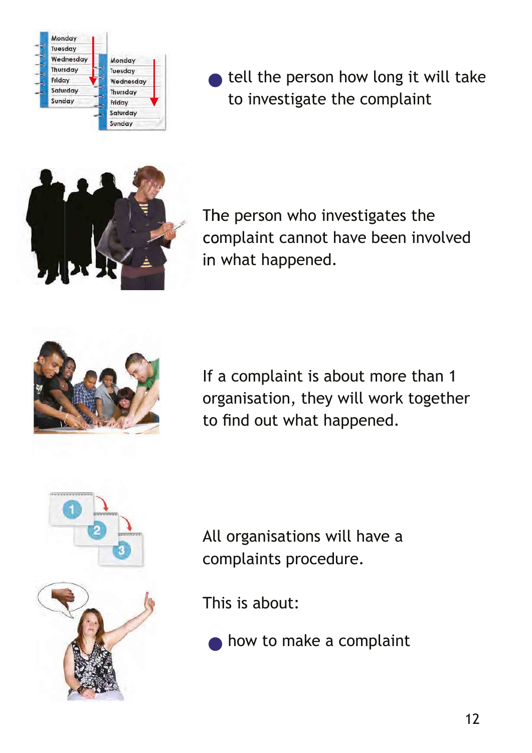- tell the person how long it will take to investigate the complaint

The person who investigates the complaint cannot have been involved in what happened.

If a complaint is about more than 1 organisation, they will work together to find out what happened.

All organisations will have a complaints procedure.

This is about:

- how to make a complaint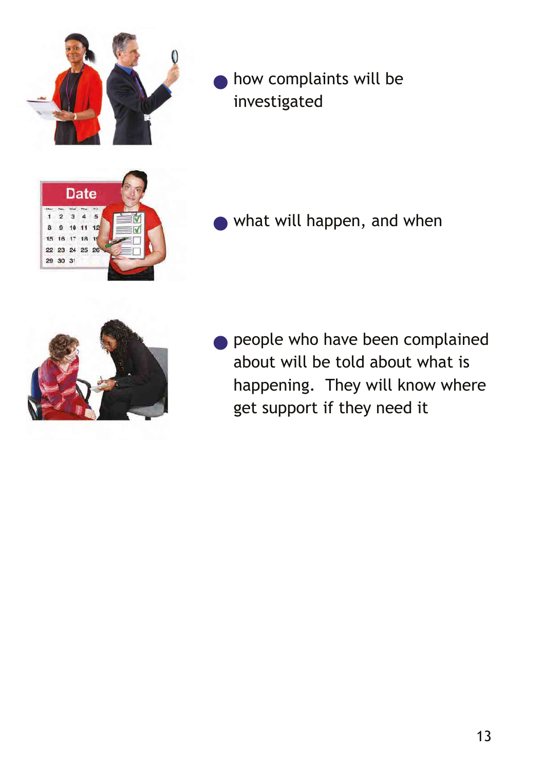- how complaints will be investigated

- what will happen, and when

- people who have been complained about will be told about what is happening.  They will know where get support if they need it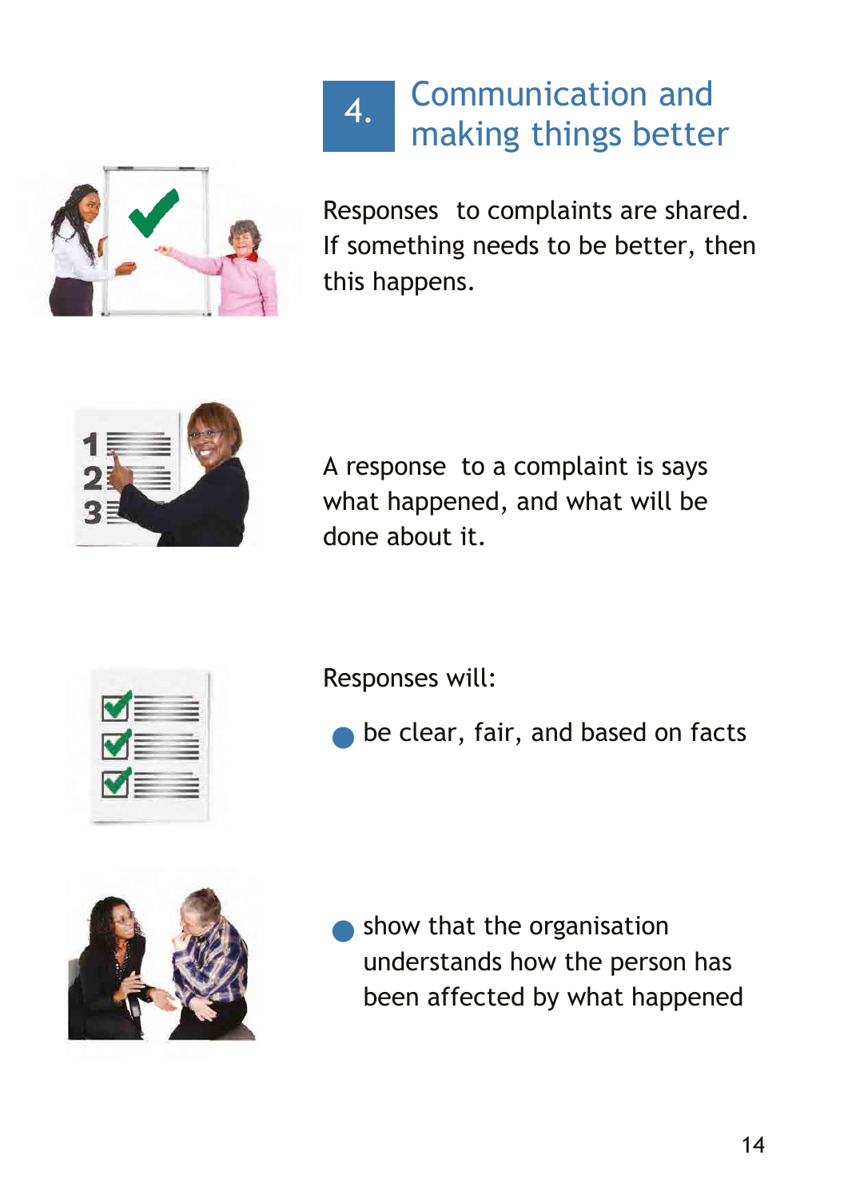## 4. Communication and making things better

Responses to complaints are shared. If something needs to be better, then this happens.

A response to a complaint is says what happened, and what will be done about it.

Responses will:

- be clear, fair, and based on facts
- show that the organisation understands how the person has been affected by what happened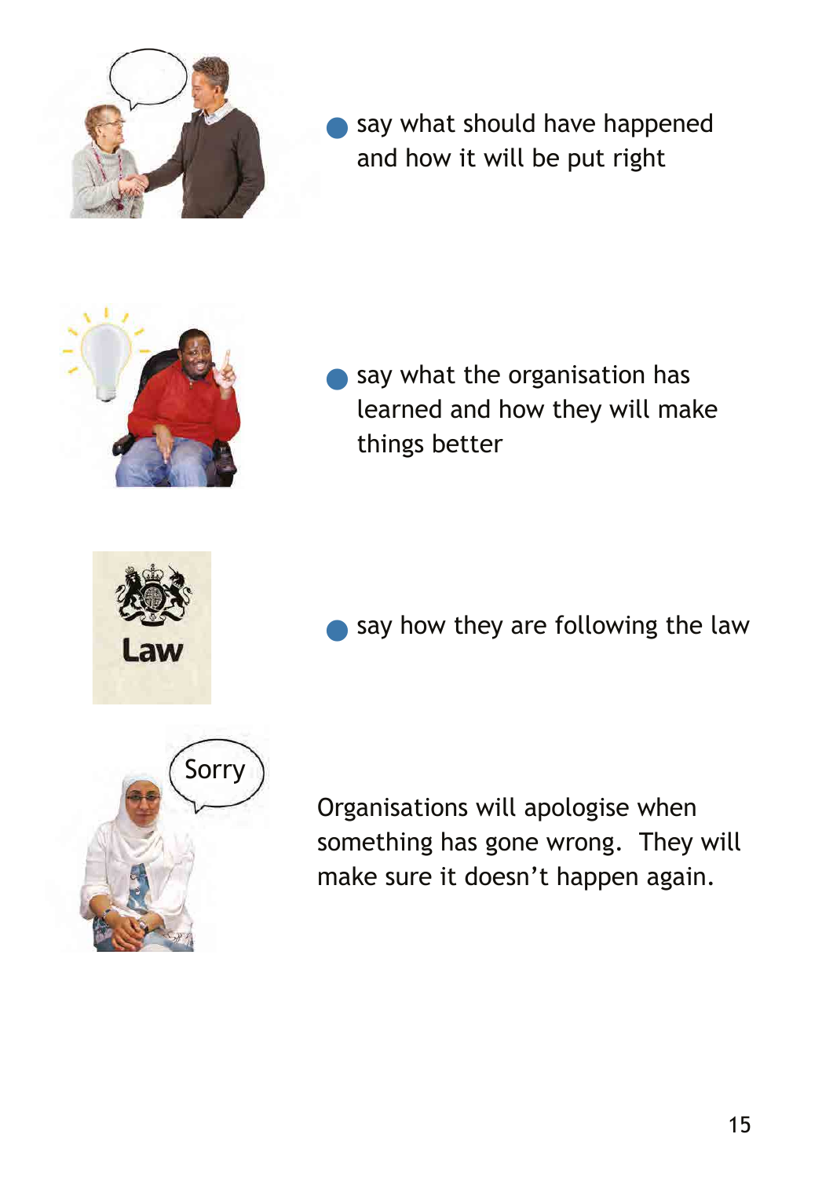- say what should have happened and how it will be put right
- say what the organisation has learned and how they will make things better
- say how they are following the law

Organisations will apologise when something has gone wrong. They will make sure it doesn't happen again.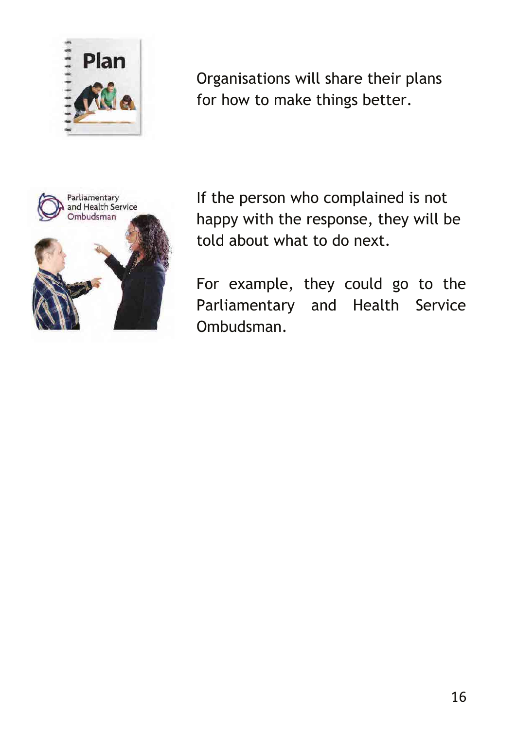Organisations will share their plans for how to make things better.

If the person who complained is not happy with the response, they will be told about what to do next.

For example, they could go to the Parliamentary and Health Service Ombudsman.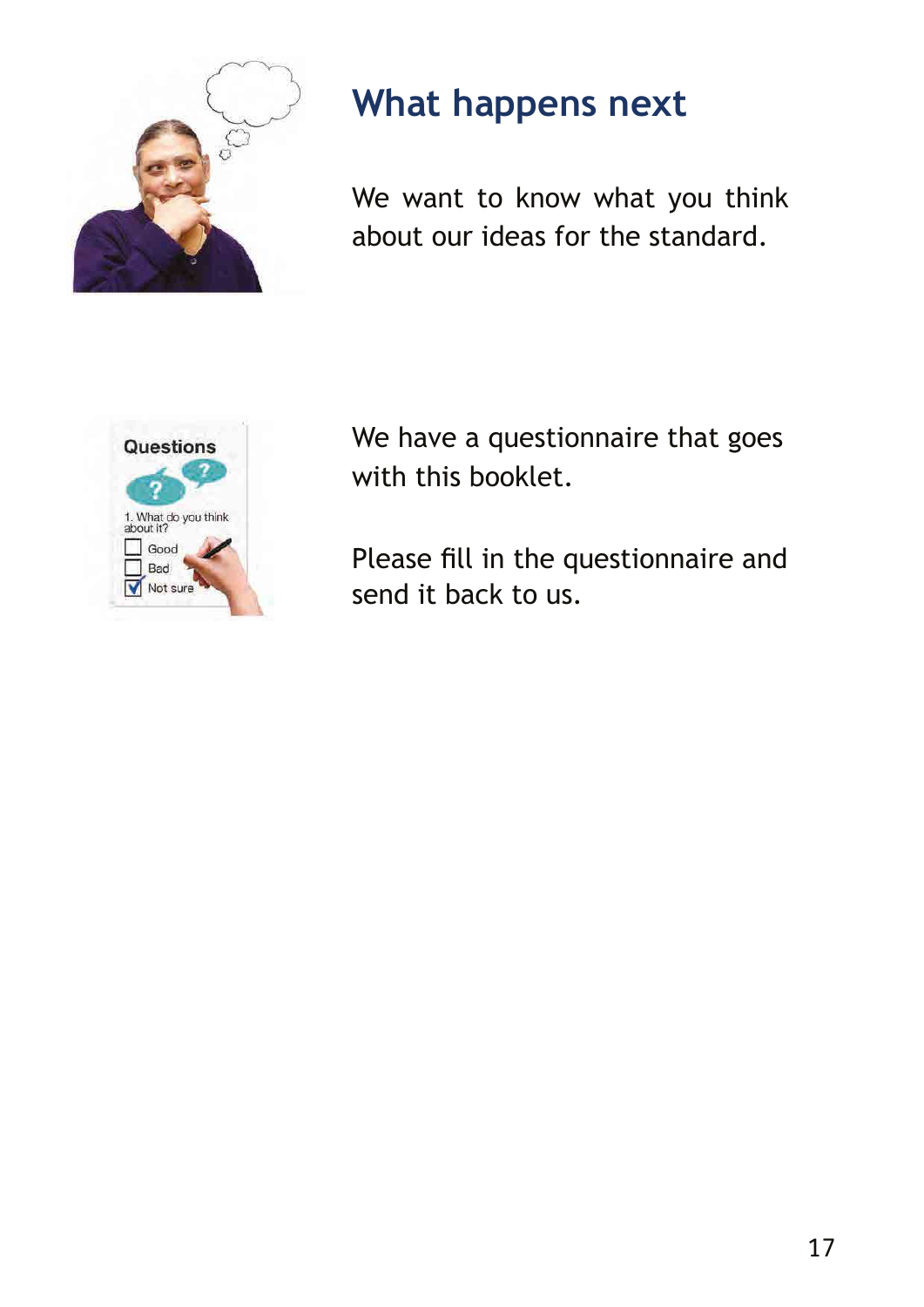## What happens next

We want to know what you think about our ideas for the standard.

We have a questionnaire that goes with this booklet.

Please fill in the questionnaire and send it back to us.